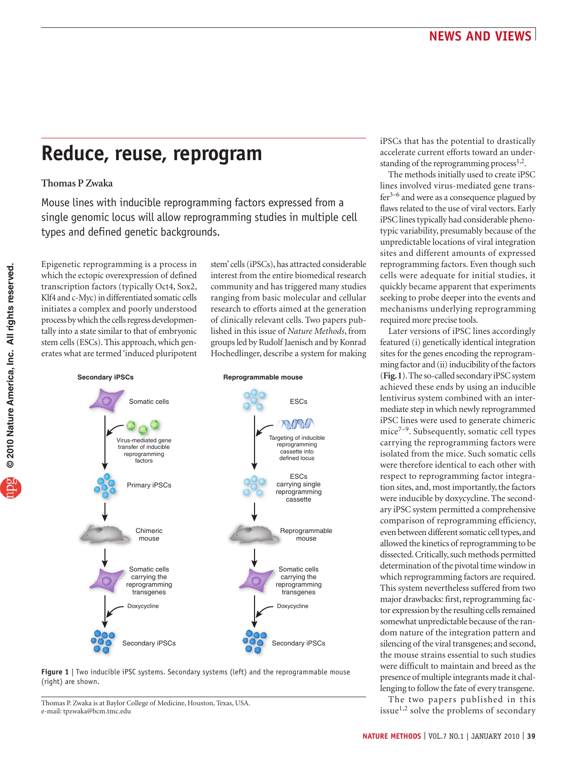# Reduce, reuse, reprogram

**Thomas P Zwaka**

Mouse lines with inducible reprogramming factors expressed from a single genomic locus will allow reprogramming studies in multiple cell types and defined genetic backgrounds.

Epigenetic reprogramming is a process in which the ectopic overexpression of defined transcription factors (typically Oct4, Sox2, Klf4 and c-Myc) in differentiated somatic cells initiates a complex and poorly understood process by which the cells regress developmentally into a state similar to that of embryonic stem cells (ESCs). This approach, which generates what are termed 'induced pluripotent stem' cells (iPSCs), has attracted considerable interest from the entire biomedical research community and has triggered many studies ranging from basic molecular and cellular research to efforts aimed at the generation of clinically relevant cells. Two papers published in this issue of *Nature Methods*, from groups led by Rudolf Jaenisch and by Konrad Hochedlinger, describe a system for making iPSCs that has the potential to drastically accelerate current efforts toward an understanding of the reprogramming process[1,2].

The methods initially used to create iPSC lines involved virus-mediated gene transfer[3–6] and were as a consequence plagued by flaws related to the use of viral vectors. Early iPSC lines typically had considerable phenotypic variability, presumably because of the unpredictable locations of viral integration sites and different amounts of expressed reprogramming factors. Even though such cells were adequate for initial studies, it quickly became apparent that experiments seeking to probe deeper into the events and mechanisms underlying reprogramming required more precise tools.

Later versions of iPSC lines accordingly featured (i) genetically identical integration sites for the genes encoding the reprogramming factor and (ii) inducibility of the factors (**Fig. 1**). The so-called secondary iPSC system achieved these ends by using an inducible lentivirus system combined with an intermediate step in which newly reprogrammed iPSC lines were used to generate chimeric mice[7–9]. Subsequently, somatic cell types carrying the reprogramming factors were isolated from the mice. Such somatic cells were therefore identical to each other with respect to reprogramming factor integration sites, and, most importantly, the factors were inducible by doxycycline. The secondary iPSC system permitted a comprehensive comparison of reprogramming efficiency, even between different somatic cell types, and allowed the kinetics of reprogramming to be dissected. Critically, such methods permitted determination of the pivotal time window in which reprogramming factors are required. This system nevertheless suffered from two major drawbacks: first, reprogramming factor expression by the resulting cells remained somewhat unpredictable because of the random nature of the integration pattern and silencing of the viral transgenes; and second, the mouse strains essential to such studies were difficult to maintain and breed as the presence of multiple integrants made it challenging to follow the fate of every transgene.

**Figure 1** | Two inducible iPSC systems. Secondary systems (left) and the reprogrammable mouse (right) are shown.

The two papers published in this issue[1,2] solve the problems of secondary

Thomas P. Zwaka is at Baylor College of Medicine, Houston, Texas, USA.
e-mail: tpzwaka@bcm.tmc.edu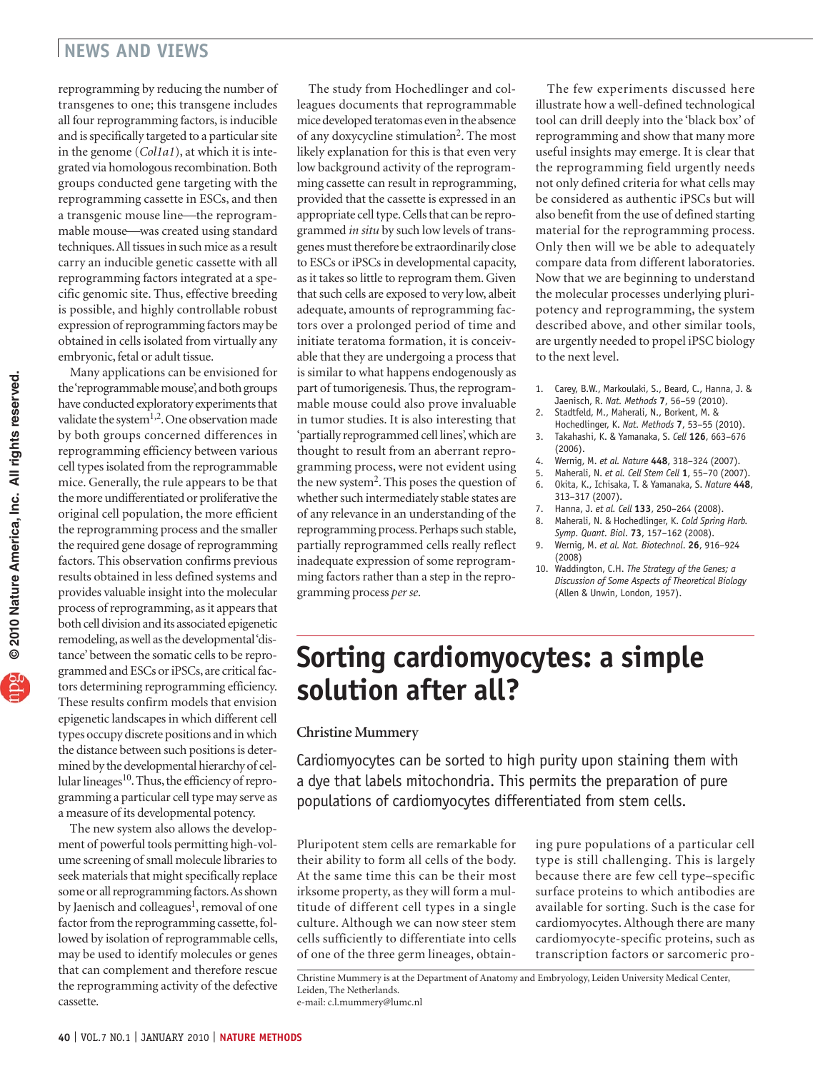reprogramming by reducing the number of transgenes to one; this transgene includes all four reprogramming factors, is inducible and is specifically targeted to a particular site in the genome (*Col1a1*), at which it is integrated via homologous recombination. Both groups conducted gene targeting with the reprogramming cassette in ESCs, and then a transgenic mouse line—the reprogrammable mouse—was created using standard techniques. All tissues in such mice as a result carry an inducible genetic cassette with all reprogramming factors integrated at a specific genomic site. Thus, effective breeding is possible, and highly controllable robust expression of reprogramming factors may be obtained in cells isolated from virtually any embryonic, fetal or adult tissue.

Many applications can be envisioned for the 'reprogrammable mouse', and both groups have conducted exploratory experiments that validate the system[1,2]. One observation made by both groups concerned differences in reprogramming efficiency between various cell types isolated from the reprogrammable mice. Generally, the rule appears to be that the more undifferentiated or proliferative the original cell population, the more efficient the reprogramming process and the smaller the required gene dosage of reprogramming factors. This observation confirms previous results obtained in less defined systems and provides valuable insight into the molecular process of reprogramming, as it appears that both cell division and its associated epigenetic remodeling, as well as the developmental 'distance' between the somatic cells to be reprogrammed and ESCs or iPSCs, are critical factors determining reprogramming efficiency. These results confirm models that envision epigenetic landscapes in which different cell types occupy discrete positions and in which the distance between such positions is determined by the developmental hierarchy of cellular lineages[10]. Thus, the efficiency of reprogramming a particular cell type may serve as a measure of its developmental potency.

The new system also allows the development of powerful tools permitting high-volume screening of small molecule libraries to seek materials that might specifically replace some or all reprogramming factors. As shown by Jaenisch and colleagues[1], removal of one factor from the reprogramming cassette, followed by isolation of reprogrammable cells, may be used to identify molecules or genes that can complement and therefore rescue the reprogramming activity of the defective cassette.

The study from Hochedlinger and colleagues documents that reprogrammable mice developed teratomas even in the absence of any doxycycline stimulation[2]. The most likely explanation for this is that even very low background activity of the reprogramming cassette can result in reprogramming, provided that the cassette is expressed in an appropriate cell type. Cells that can be reprogrammed *in situ* by such low levels of transgenes must therefore be extraordinarily close to ESCs or iPSCs in developmental capacity, as it takes so little to reprogram them. Given that such cells are exposed to very low, albeit adequate, amounts of reprogramming factors over a prolonged period of time and initiate teratoma formation, it is conceivable that they are undergoing a process that is similar to what happens endogenously as part of tumorigenesis. Thus, the reprogrammable mouse could also prove invaluable in tumor studies. It is also interesting that 'partially reprogrammed cell lines', which are thought to result from an aberrant reprogramming process, were not evident using the new system[2]. This poses the question of whether such intermediately stable states are of any relevance in an understanding of the reprogramming process. Perhaps such stable, partially reprogrammed cells really reflect inadequate expression of some reprogramming factors rather than a step in the reprogramming process *per se*.

The few experiments discussed here illustrate how a well-defined technological tool can drill deeply into the 'black box' of reprogramming and show that many more useful insights may emerge. It is clear that the reprogramming field urgently needs not only defined criteria for what cells may be considered as authentic iPSCs but will also benefit from the use of defined starting material for the reprogramming process. Only then will we be able to adequately compare data from different laboratories. Now that we are beginning to understand the molecular processes underlying pluripotency and reprogramming, the system described above, and other similar tools, are urgently needed to propel iPSC biology to the next level.

1. Carey, B.W., Markoulaki, S., Beard, C., Hanna, J. & Jaenisch, R. *Nat. Methods* **7**, 56–59 (2010).
2. Stadtfeld, M., Maherali, N., Borkent, M. & Hochedlinger, K. *Nat. Methods* **7**, 53–55 (2010).
3. Takahashi, K. & Yamanaka, S. *Cell* **126**, 663–676 (2006).
4. Wernig, M. *et al. Nature* **448**, 318–324 (2007).
5. Maherali, N. *et al. Cell Stem Cell* **1**, 55–70 (2007).
6. Okita, K., Ichisaka, T. & Yamanaka, S. *Nature* **448**, 313–317 (2007).
7. Hanna, J. *et al. Cell* **133**, 250–264 (2008).
8. Maherali, N. & Hochedlinger, K. *Cold Spring Harb. Symp. Quant. Biol.* **73**, 157–162 (2008).
9. Wernig, M. *et al. Nat. Biotechnol.* **26**, 916–924 (2008)
10. Waddington, C.H. *The Strategy of the Genes; a Discussion of Some Aspects of Theoretical Biology* (Allen & Unwin, London, 1957).

# Sorting cardiomyocytes: a simple solution after all?

**Christine Mummery**

Cardiomyocytes can be sorted to high purity upon staining them with a dye that labels mitochondria. This permits the preparation of pure populations of cardiomyocytes differentiated from stem cells.

Pluripotent stem cells are remarkable for their ability to form all cells of the body. At the same time this can be their most irksome property, as they will form a multitude of different cell types in a single culture. Although we can now steer stem cells sufficiently to differentiate into cells of one of the three germ lineages, obtaining pure populations of a particular cell type is still challenging. This is largely because there are few cell type–specific surface proteins to which antibodies are available for sorting. Such is the case for cardiomyocytes. Although there are many cardiomyocyte-specific proteins, such as transcription factors or sarcomeric pro-

Christine Mummery is at the Department of Anatomy and Embryology, Leiden University Medical Center, Leiden, The Netherlands.
e-mail: c.l.mummery@lumc.nl